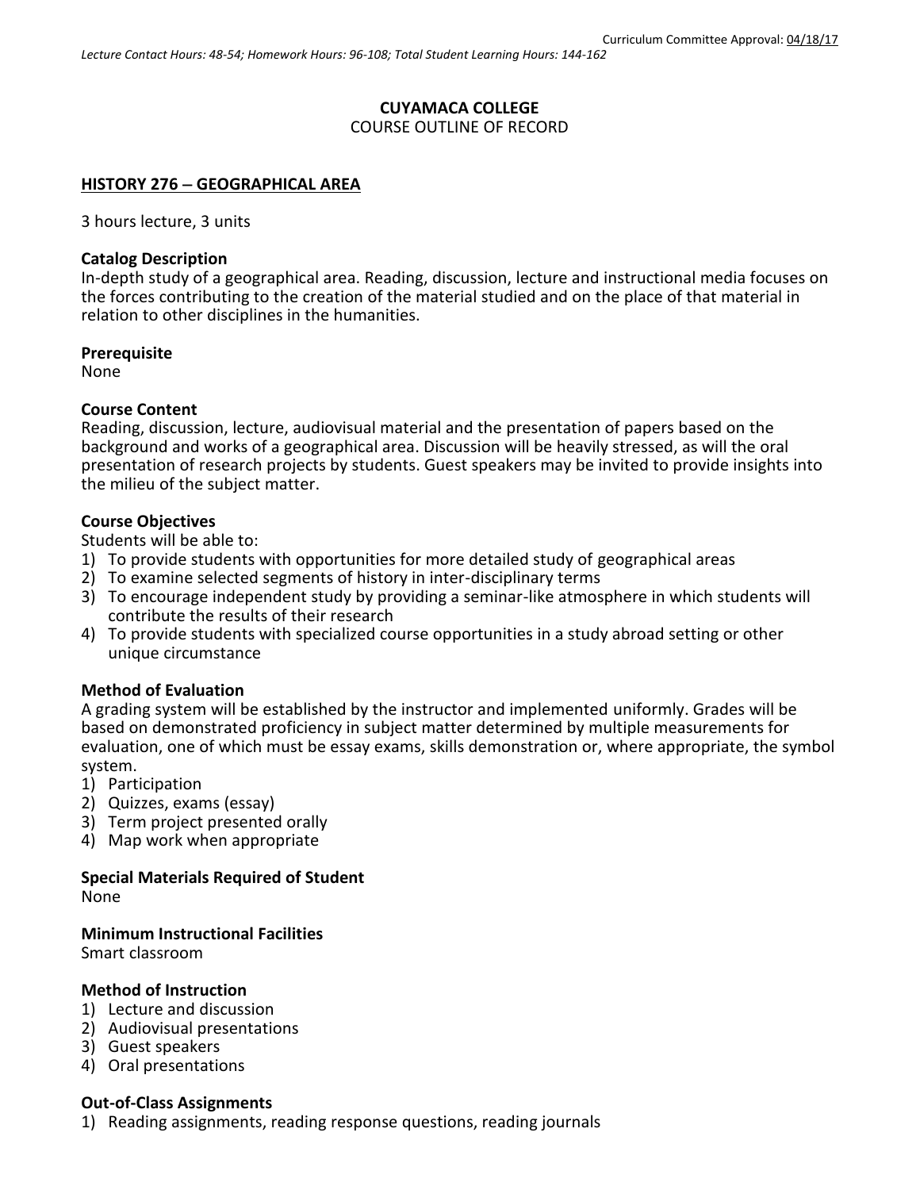Curriculum Committee Approval: 04/18/17

*Lecture Contact Hours: 48-54; Homework Hours: 96-108; Total Student Learning Hours: 144-162*

**CUYAMACA COLLEGE**
COURSE OUTLINE OF RECORD

**HISTORY 276 – GEOGRAPHICAL AREA**

3 hours lecture, 3 units

**Catalog Description**
In-depth study of a geographical area. Reading, discussion, lecture and instructional media focuses on the forces contributing to the creation of the material studied and on the place of that material in relation to other disciplines in the humanities.

**Prerequisite**
None

**Course Content**
Reading, discussion, lecture, audiovisual material and the presentation of papers based on the background and works of a geographical area. Discussion will be heavily stressed, as will the oral presentation of research projects by students. Guest speakers may be invited to provide insights into the milieu of the subject matter.

**Course Objectives**
Students will be able to:
1) To provide students with opportunities for more detailed study of geographical areas
2) To examine selected segments of history in inter-disciplinary terms
3) To encourage independent study by providing a seminar-like atmosphere in which students will contribute the results of their research
4) To provide students with specialized course opportunities in a study abroad setting or other unique circumstance

**Method of Evaluation**
A grading system will be established by the instructor and implemented uniformly. Grades will be based on demonstrated proficiency in subject matter determined by multiple measurements for evaluation, one of which must be essay exams, skills demonstration or, where appropriate, the symbol system.
1) Participation
2) Quizzes, exams (essay)
3) Term project presented orally
4) Map work when appropriate

**Special Materials Required of Student**
None

**Minimum Instructional Facilities**
Smart classroom

**Method of Instruction**
1) Lecture and discussion
2) Audiovisual presentations
3) Guest speakers
4) Oral presentations

**Out-of-Class Assignments**
1) Reading assignments, reading response questions, reading journals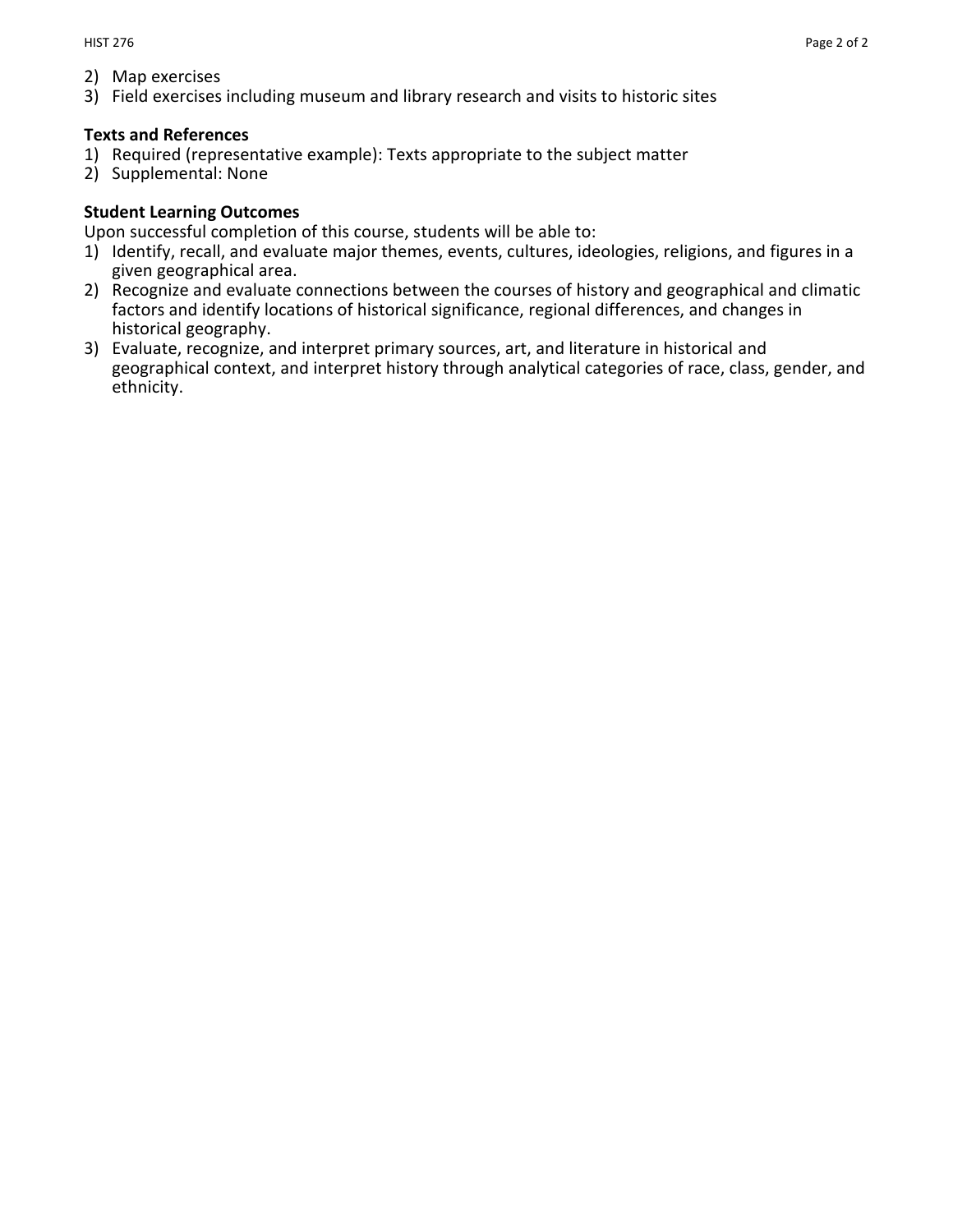2) Map exercises
3) Field exercises including museum and library research and visits to historic sites

**Texts and References**
1) Required (representative example): Texts appropriate to the subject matter
2) Supplemental: None

**Student Learning Outcomes**
Upon successful completion of this course, students will be able to:
1) Identify, recall, and evaluate major themes, events, cultures, ideologies, religions, and figures in a given geographical area.
2) Recognize and evaluate connections between the courses of history and geographical and climatic factors and identify locations of historical significance, regional differences, and changes in historical geography.
3) Evaluate, recognize, and interpret primary sources, art, and literature in historical and geographical context, and interpret history through analytical categories of race, class, gender, and ethnicity.